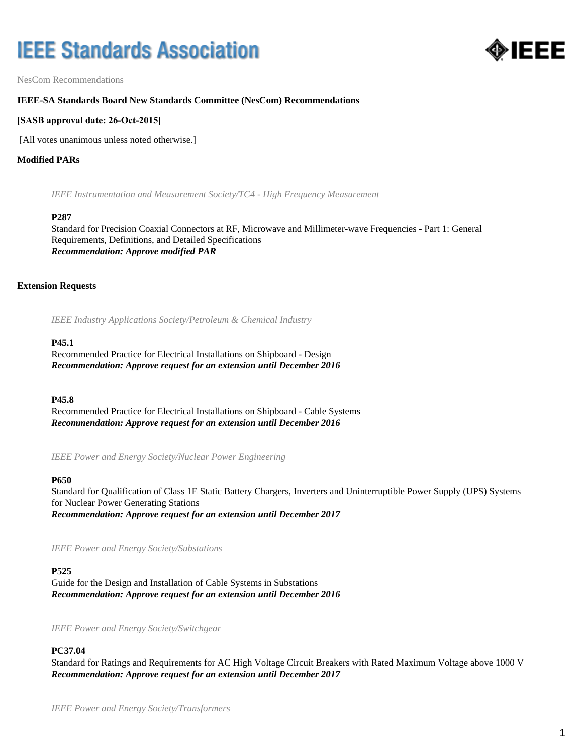# IEEE Standards Association

NesCom Recommendations

**IEEE-SA Standards Board New Standards Committee (NesCom) Recommendations**

**[SASB approval date: 26-Oct-2015]**

[All votes unanimous unless noted otherwise.]

## Modified PARs

*IEEE Instrumentation and Measurement Society/TC4 - High Frequency Measurement*

**P287**
Standard for Precision Coaxial Connectors at RF, Microwave and Millimeter-wave Frequencies - Part 1: General Requirements, Definitions, and Detailed Specifications
***Recommendation: Approve modified PAR***

## Extension Requests

*IEEE Industry Applications Society/Petroleum & Chemical Industry*

**P45.1**
Recommended Practice for Electrical Installations on Shipboard - Design
***Recommendation: Approve request for an extension until December 2016***

**P45.8**
Recommended Practice for Electrical Installations on Shipboard - Cable Systems
***Recommendation: Approve request for an extension until December 2016***

*IEEE Power and Energy Society/Nuclear Power Engineering*

**P650**
Standard for Qualification of Class 1E Static Battery Chargers, Inverters and Uninterruptible Power Supply (UPS) Systems for Nuclear Power Generating Stations
***Recommendation: Approve request for an extension until December 2017***

*IEEE Power and Energy Society/Substations*

**P525**
Guide for the Design and Installation of Cable Systems in Substations
***Recommendation: Approve request for an extension until December 2016***

*IEEE Power and Energy Society/Switchgear*

**PC37.04**
Standard for Ratings and Requirements for AC High Voltage Circuit Breakers with Rated Maximum Voltage above 1000 V
***Recommendation: Approve request for an extension until December 2017***

*IEEE Power and Energy Society/Transformers*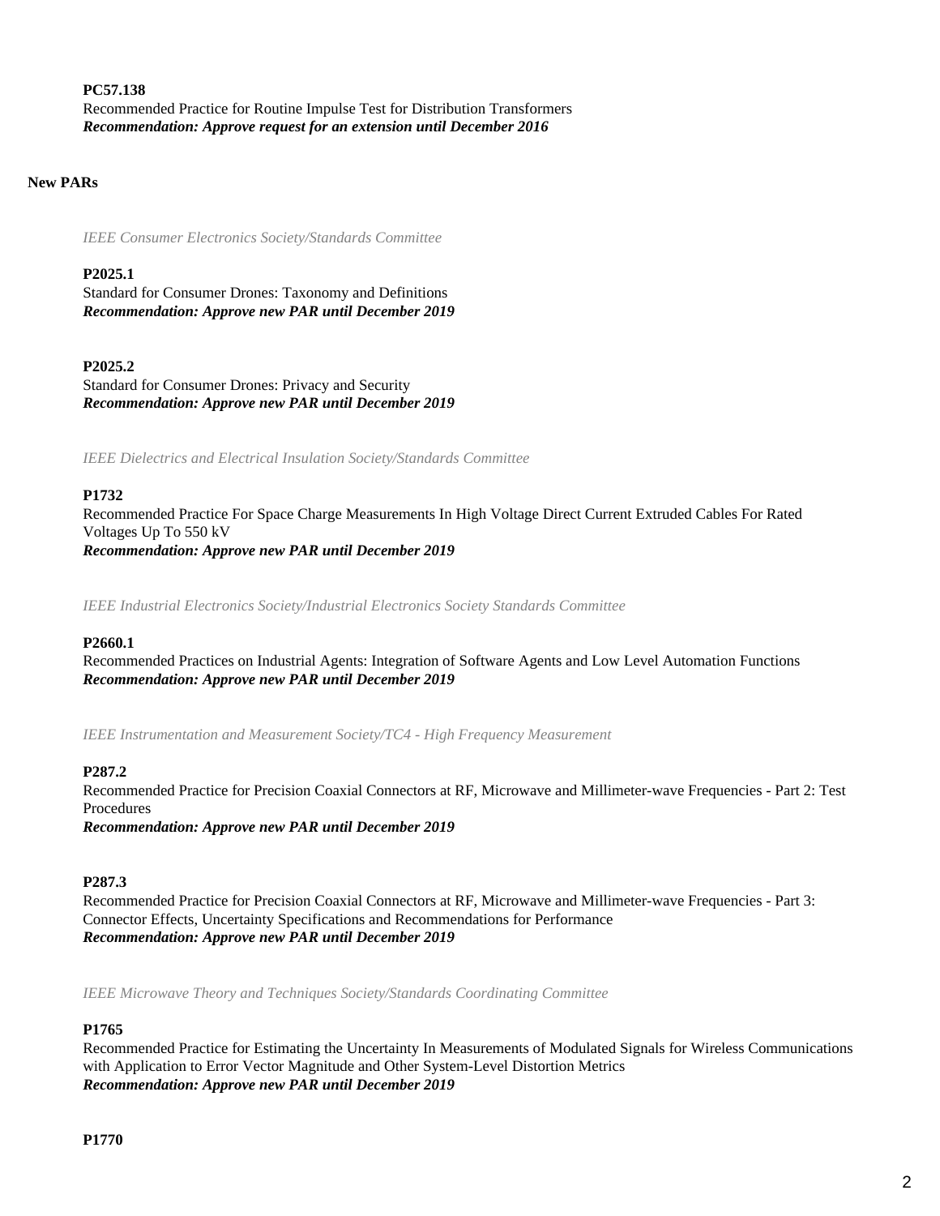**PC57.138**
Recommended Practice for Routine Impulse Test for Distribution Transformers
***Recommendation: Approve request for an extension until December 2016***

## New PARs

*IEEE Consumer Electronics Society/Standards Committee*

**P2025.1**
Standard for Consumer Drones: Taxonomy and Definitions
***Recommendation: Approve new PAR until December 2019***

**P2025.2**
Standard for Consumer Drones: Privacy and Security
***Recommendation: Approve new PAR until December 2019***

*IEEE Dielectrics and Electrical Insulation Society/Standards Committee*

**P1732**
Recommended Practice For Space Charge Measurements In High Voltage Direct Current Extruded Cables For Rated Voltages Up To 550 kV
***Recommendation: Approve new PAR until December 2019***

*IEEE Industrial Electronics Society/Industrial Electronics Society Standards Committee*

**P2660.1**
Recommended Practices on Industrial Agents: Integration of Software Agents and Low Level Automation Functions
***Recommendation: Approve new PAR until December 2019***

*IEEE Instrumentation and Measurement Society/TC4 - High Frequency Measurement*

**P287.2**
Recommended Practice for Precision Coaxial Connectors at RF, Microwave and Millimeter-wave Frequencies - Part 2: Test Procedures
***Recommendation: Approve new PAR until December 2019***

**P287.3**
Recommended Practice for Precision Coaxial Connectors at RF, Microwave and Millimeter-wave Frequencies - Part 3: Connector Effects, Uncertainty Specifications and Recommendations for Performance
***Recommendation: Approve new PAR until December 2019***

*IEEE Microwave Theory and Techniques Society/Standards Coordinating Committee*

**P1765**
Recommended Practice for Estimating the Uncertainty In Measurements of Modulated Signals for Wireless Communications with Application to Error Vector Magnitude and Other System-Level Distortion Metrics
***Recommendation: Approve new PAR until December 2019***

**P1770**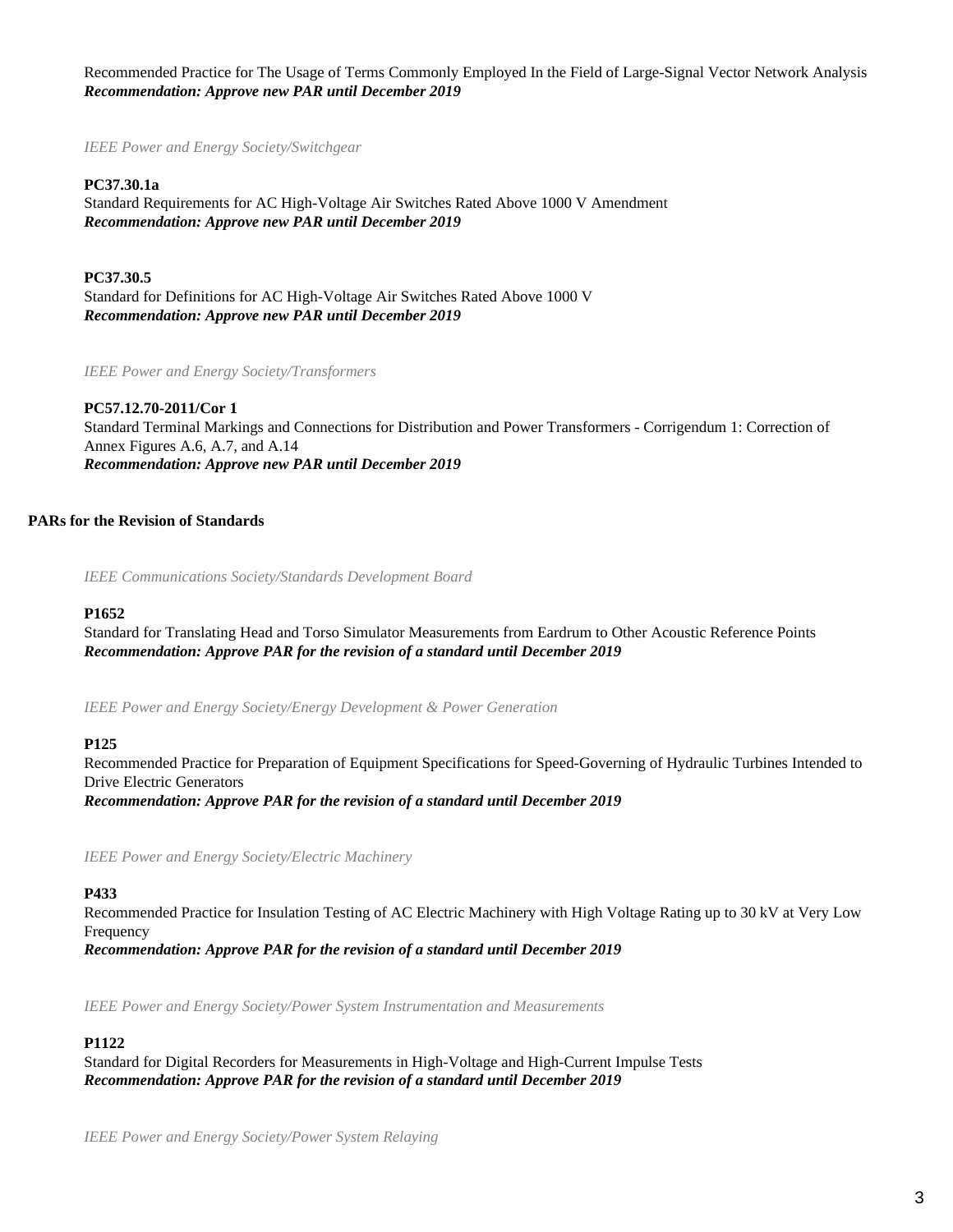Recommended Practice for The Usage of Terms Commonly Employed In the Field of Large-Signal Vector Network Analysis
***Recommendation: Approve new PAR until December 2019***

*IEEE Power and Energy Society/Switchgear*

**PC37.30.1a**
Standard Requirements for AC High-Voltage Air Switches Rated Above 1000 V Amendment
***Recommendation: Approve new PAR until December 2019***

**PC37.30.5**
Standard for Definitions for AC High-Voltage Air Switches Rated Above 1000 V
***Recommendation: Approve new PAR until December 2019***

*IEEE Power and Energy Society/Transformers*

**PC57.12.70-2011/Cor 1**
Standard Terminal Markings and Connections for Distribution and Power Transformers - Corrigendum 1: Correction of Annex Figures A.6, A.7, and A.14
***Recommendation: Approve new PAR until December 2019***

**PARs for the Revision of Standards**

*IEEE Communications Society/Standards Development Board*

**P1652**
Standard for Translating Head and Torso Simulator Measurements from Eardrum to Other Acoustic Reference Points
***Recommendation: Approve PAR for the revision of a standard until December 2019***

*IEEE Power and Energy Society/Energy Development & Power Generation*

**P125**
Recommended Practice for Preparation of Equipment Specifications for Speed-Governing of Hydraulic Turbines Intended to Drive Electric Generators
***Recommendation: Approve PAR for the revision of a standard until December 2019***

*IEEE Power and Energy Society/Electric Machinery*

**P433**
Recommended Practice for Insulation Testing of AC Electric Machinery with High Voltage Rating up to 30 kV at Very Low Frequency
***Recommendation: Approve PAR for the revision of a standard until December 2019***

*IEEE Power and Energy Society/Power System Instrumentation and Measurements*

**P1122**
Standard for Digital Recorders for Measurements in High-Voltage and High-Current Impulse Tests
***Recommendation: Approve PAR for the revision of a standard until December 2019***

*IEEE Power and Energy Society/Power System Relaying*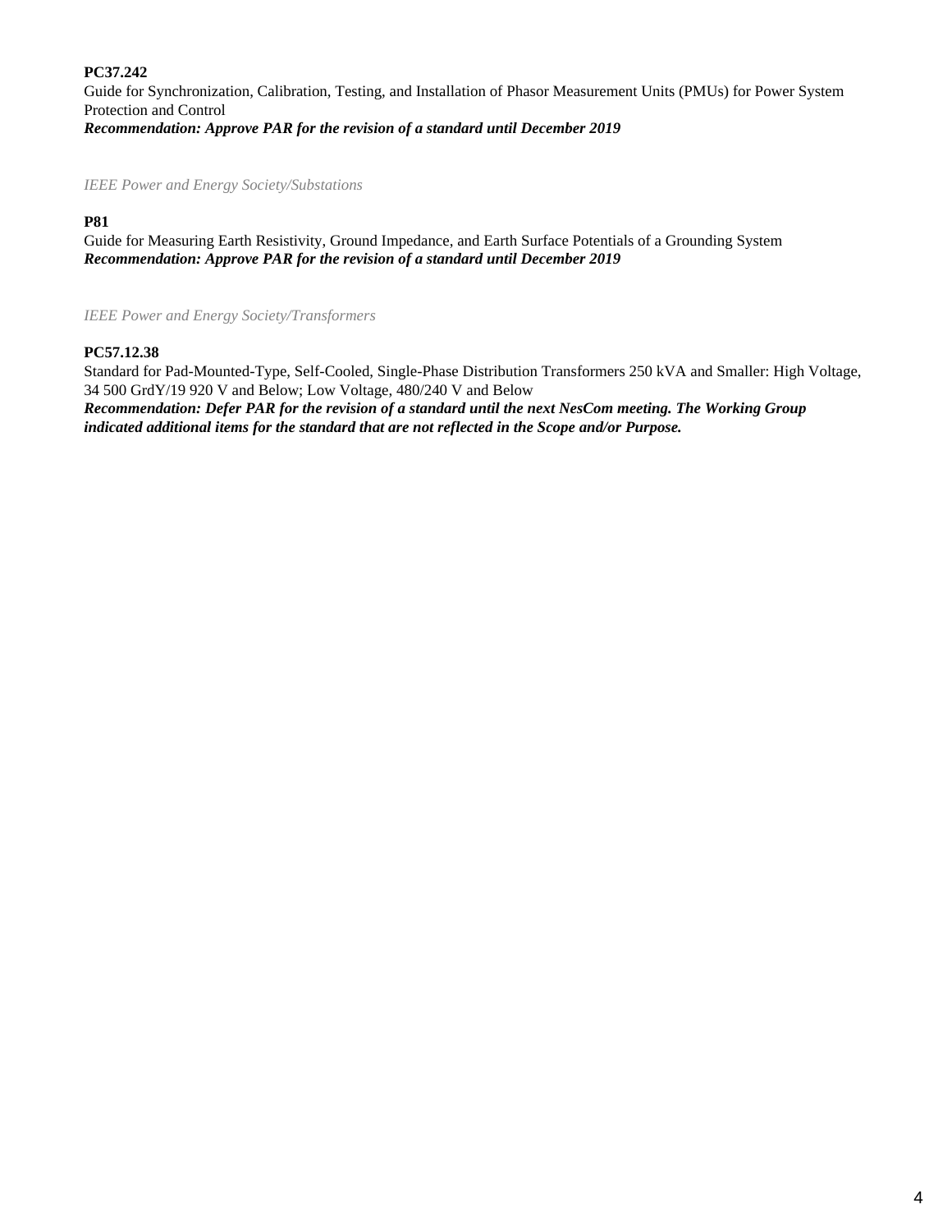**PC37.242**
Guide for Synchronization, Calibration, Testing, and Installation of Phasor Measurement Units (PMUs) for Power System Protection and Control
***Recommendation: Approve PAR for the revision of a standard until December 2019***

*IEEE Power and Energy Society/Substations*

**P81**
Guide for Measuring Earth Resistivity, Ground Impedance, and Earth Surface Potentials of a Grounding System
***Recommendation: Approve PAR for the revision of a standard until December 2019***

*IEEE Power and Energy Society/Transformers*

**PC57.12.38**
Standard for Pad-Mounted-Type, Self-Cooled, Single-Phase Distribution Transformers 250 kVA and Smaller: High Voltage, 34 500 GrdY/19 920 V and Below; Low Voltage, 480/240 V and Below
***Recommendation: Defer PAR for the revision of a standard until the next NesCom meeting. The Working Group indicated additional items for the standard that are not reflected in the Scope and/or Purpose.***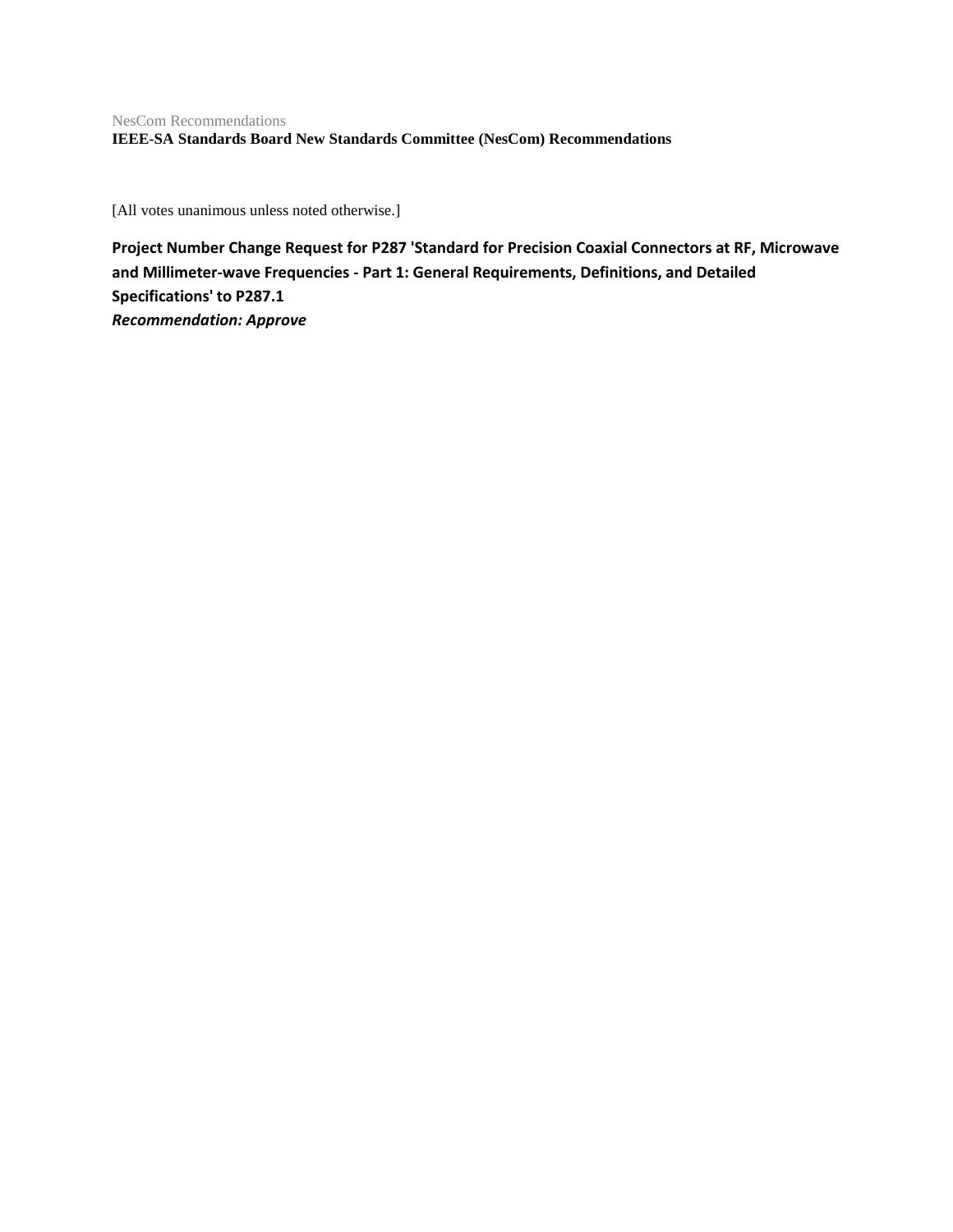**IEEE-SA Standards Board New Standards Committee (NesCom) Recommendations**

[All votes unanimous unless noted otherwise.]

**Project Number Change Request for P287 'Standard for Precision Coaxial Connectors at RF, Microwave and Millimeter-wave Frequencies - Part 1: General Requirements, Definitions, and Detailed Specifications' to P287.1**
***Recommendation: Approve***